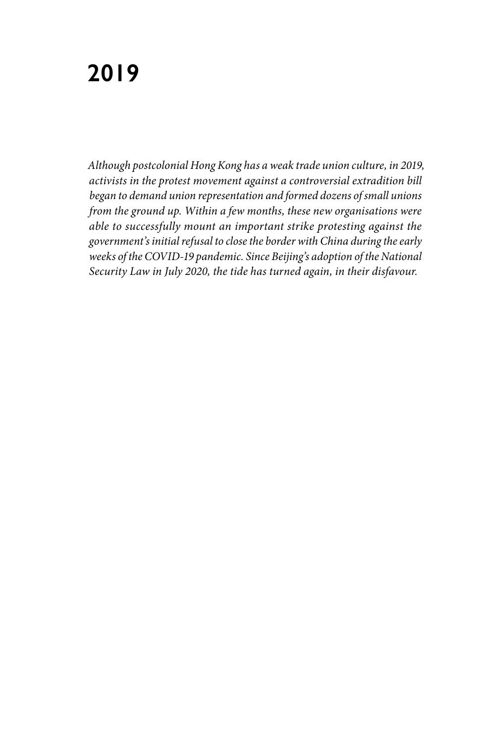# 2019

*Although postcolonial Hong Kong has a weak trade union culture, in 2019, activists in the protest movement against a controversial extradition bill began to demand union representation and formed dozens of small unions from the ground up. Within a few months, these new organisations were able to successfully mount an important strike protesting against the government's initial refusal to close the border with China during the early weeks of the COVID-19 pandemic. Since Beijing's adoption of the National Security Law in July 2020, the tide has turned again, in their disfavour.*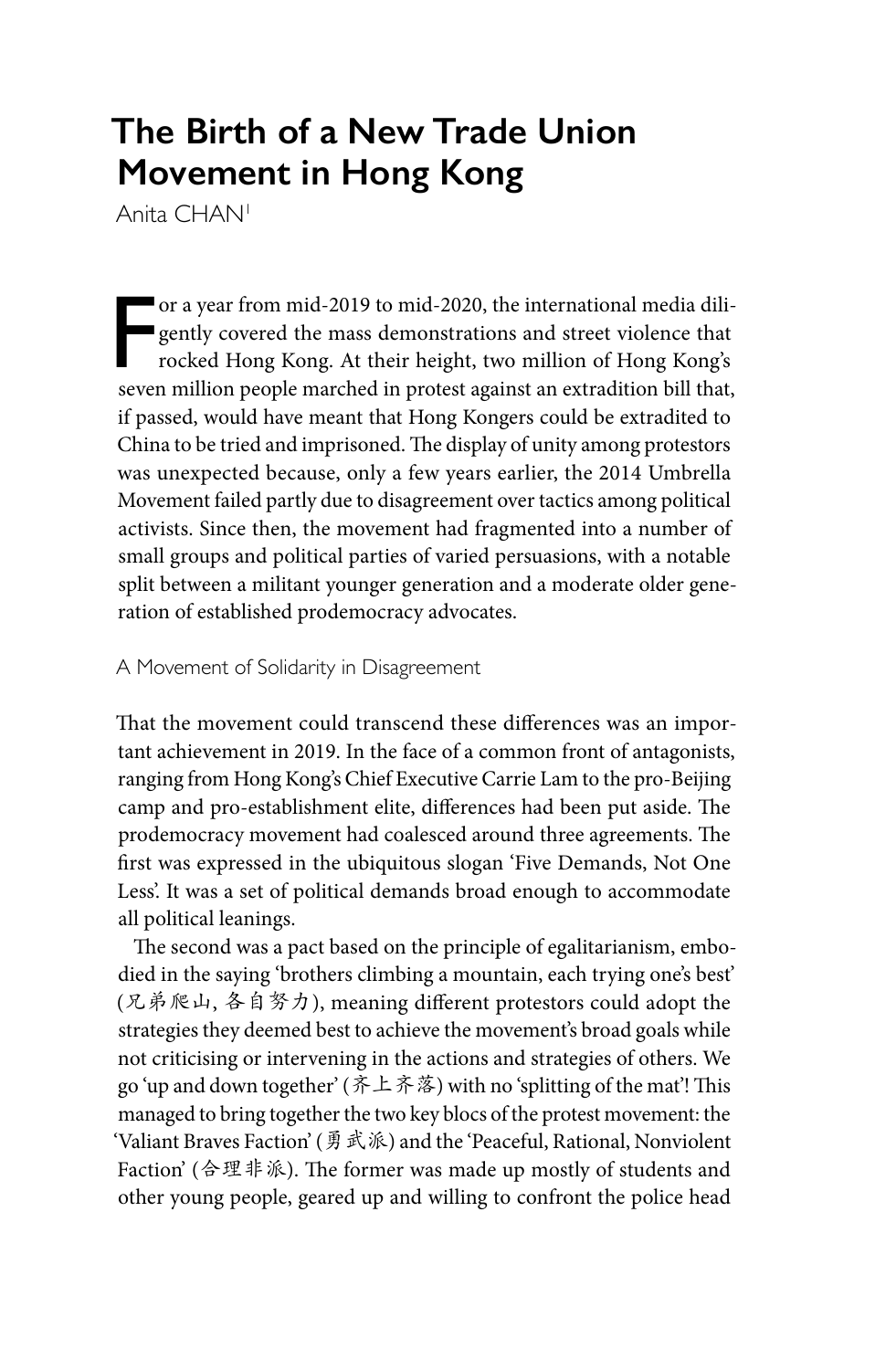# The Birth of a New Trade Union Movement in Hong Kong

Anita CHAN[1]

For a year from mid-2019 to mid-2020, the international media diligently covered the mass demonstrations and street violence that rocked Hong Kong. At their height, two million of Hong Kong's seven million people marched in protest against an extradition bill that, if passed, would have meant that Hong Kongers could be extradited to China to be tried and imprisoned. The display of unity among protestors was unexpected because, only a few years earlier, the 2014 Umbrella Movement failed partly due to disagreement over tactics among political activists. Since then, the movement had fragmented into a number of small groups and political parties of varied persuasions, with a notable split between a militant younger generation and a moderate older generation of established prodemocracy advocates.

## A Movement of Solidarity in Disagreement

That the movement could transcend these differences was an important achievement in 2019. In the face of a common front of antagonists, ranging from Hong Kong's Chief Executive Carrie Lam to the pro-Beijing camp and pro-establishment elite, differences had been put aside. The prodemocracy movement had coalesced around three agreements. The first was expressed in the ubiquitous slogan 'Five Demands, Not One Less'. It was a set of political demands broad enough to accommodate all political leanings.

The second was a pact based on the principle of egalitarianism, embodied in the saying 'brothers climbing a mountain, each trying one's best' (兄弟爬山, 各自努力), meaning different protestors could adopt the strategies they deemed best to achieve the movement's broad goals while not criticising or intervening in the actions and strategies of others. We go 'up and down together' (齐上齐落) with no 'splitting of the mat'! This managed to bring together the two key blocs of the protest movement: the 'Valiant Braves Faction' (勇武派) and the 'Peaceful, Rational, Nonviolent Faction' (合理非派). The former was made up mostly of students and other young people, geared up and willing to confront the police head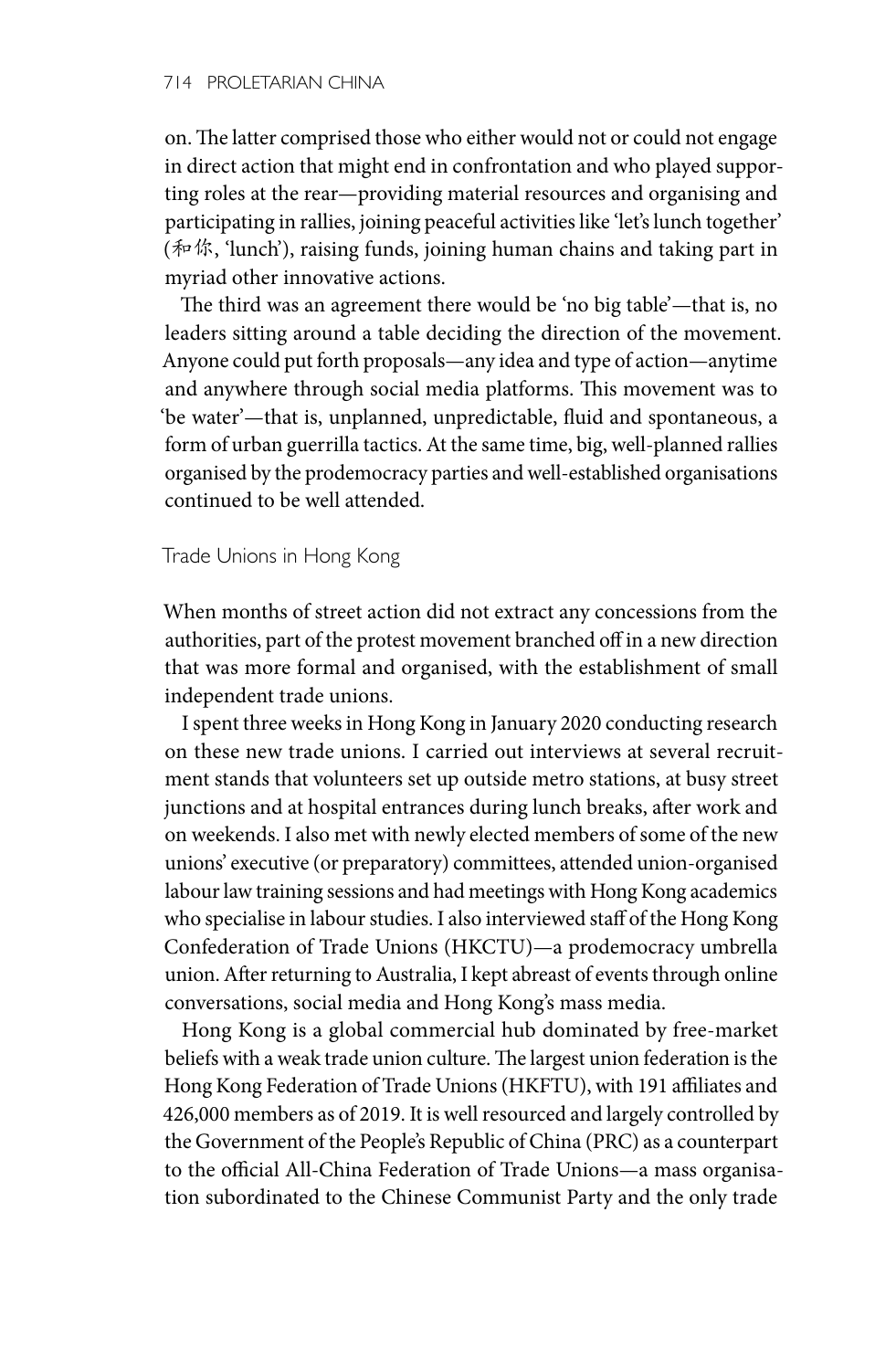on. The latter comprised those who either would not or could not engage in direct action that might end in confrontation and who played supporting roles at the rear—providing material resources and organising and participating in rallies, joining peaceful activities like 'let's lunch together' (和你, 'lunch'), raising funds, joining human chains and taking part in myriad other innovative actions.

The third was an agreement there would be 'no big table'—that is, no leaders sitting around a table deciding the direction of the movement. Anyone could put forth proposals—any idea and type of action—anytime and anywhere through social media platforms. This movement was to 'be water'—that is, unplanned, unpredictable, fluid and spontaneous, a form of urban guerrilla tactics. At the same time, big, well-planned rallies organised by the prodemocracy parties and well-established organisations continued to be well attended.

## Trade Unions in Hong Kong

When months of street action did not extract any concessions from the authorities, part of the protest movement branched off in a new direction that was more formal and organised, with the establishment of small independent trade unions.

I spent three weeks in Hong Kong in January 2020 conducting research on these new trade unions. I carried out interviews at several recruitment stands that volunteers set up outside metro stations, at busy street junctions and at hospital entrances during lunch breaks, after work and on weekends. I also met with newly elected members of some of the new unions' executive (or preparatory) committees, attended union-organised labour law training sessions and had meetings with Hong Kong academics who specialise in labour studies. I also interviewed staff of the Hong Kong Confederation of Trade Unions (HKCTU)—a prodemocracy umbrella union. After returning to Australia, I kept abreast of events through online conversations, social media and Hong Kong's mass media.

Hong Kong is a global commercial hub dominated by free-market beliefs with a weak trade union culture. The largest union federation is the Hong Kong Federation of Trade Unions (HKFTU), with 191 affiliates and 426,000 members as of 2019. It is well resourced and largely controlled by the Government of the People's Republic of China (PRC) as a counterpart to the official All-China Federation of Trade Unions—a mass organisation subordinated to the Chinese Communist Party and the only trade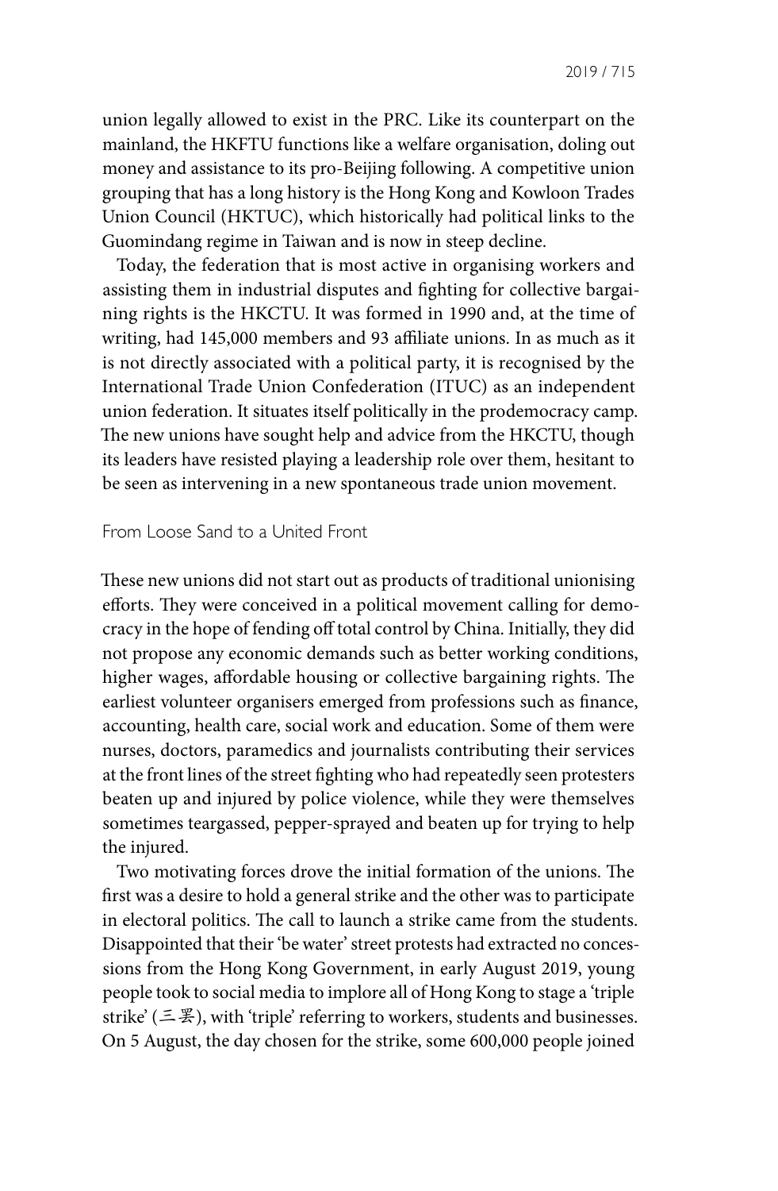union legally allowed to exist in the PRC. Like its counterpart on the mainland, the HKFTU functions like a welfare organisation, doling out money and assistance to its pro-Beijing following. A competitive union grouping that has a long history is the Hong Kong and Kowloon Trades Union Council (HKTUC), which historically had political links to the Guomindang regime in Taiwan and is now in steep decline.

Today, the federation that is most active in organising workers and assisting them in industrial disputes and fighting for collective bargaining rights is the HKCTU. It was formed in 1990 and, at the time of writing, had 145,000 members and 93 affiliate unions. In as much as it is not directly associated with a political party, it is recognised by the International Trade Union Confederation (ITUC) as an independent union federation. It situates itself politically in the prodemocracy camp. The new unions have sought help and advice from the HKCTU, though its leaders have resisted playing a leadership role over them, hesitant to be seen as intervening in a new spontaneous trade union movement.

## From Loose Sand to a United Front

These new unions did not start out as products of traditional unionising efforts. They were conceived in a political movement calling for democracy in the hope of fending off total control by China. Initially, they did not propose any economic demands such as better working conditions, higher wages, affordable housing or collective bargaining rights. The earliest volunteer organisers emerged from professions such as finance, accounting, health care, social work and education. Some of them were nurses, doctors, paramedics and journalists contributing their services at the front lines of the street fighting who had repeatedly seen protesters beaten up and injured by police violence, while they were themselves sometimes teargassed, pepper-sprayed and beaten up for trying to help the injured.

Two motivating forces drove the initial formation of the unions. The first was a desire to hold a general strike and the other was to participate in electoral politics. The call to launch a strike came from the students. Disappointed that their 'be water' street protests had extracted no concessions from the Hong Kong Government, in early August 2019, young people took to social media to implore all of Hong Kong to stage a 'triple strike' (三罷), with 'triple' referring to workers, students and businesses. On 5 August, the day chosen for the strike, some 600,000 people joined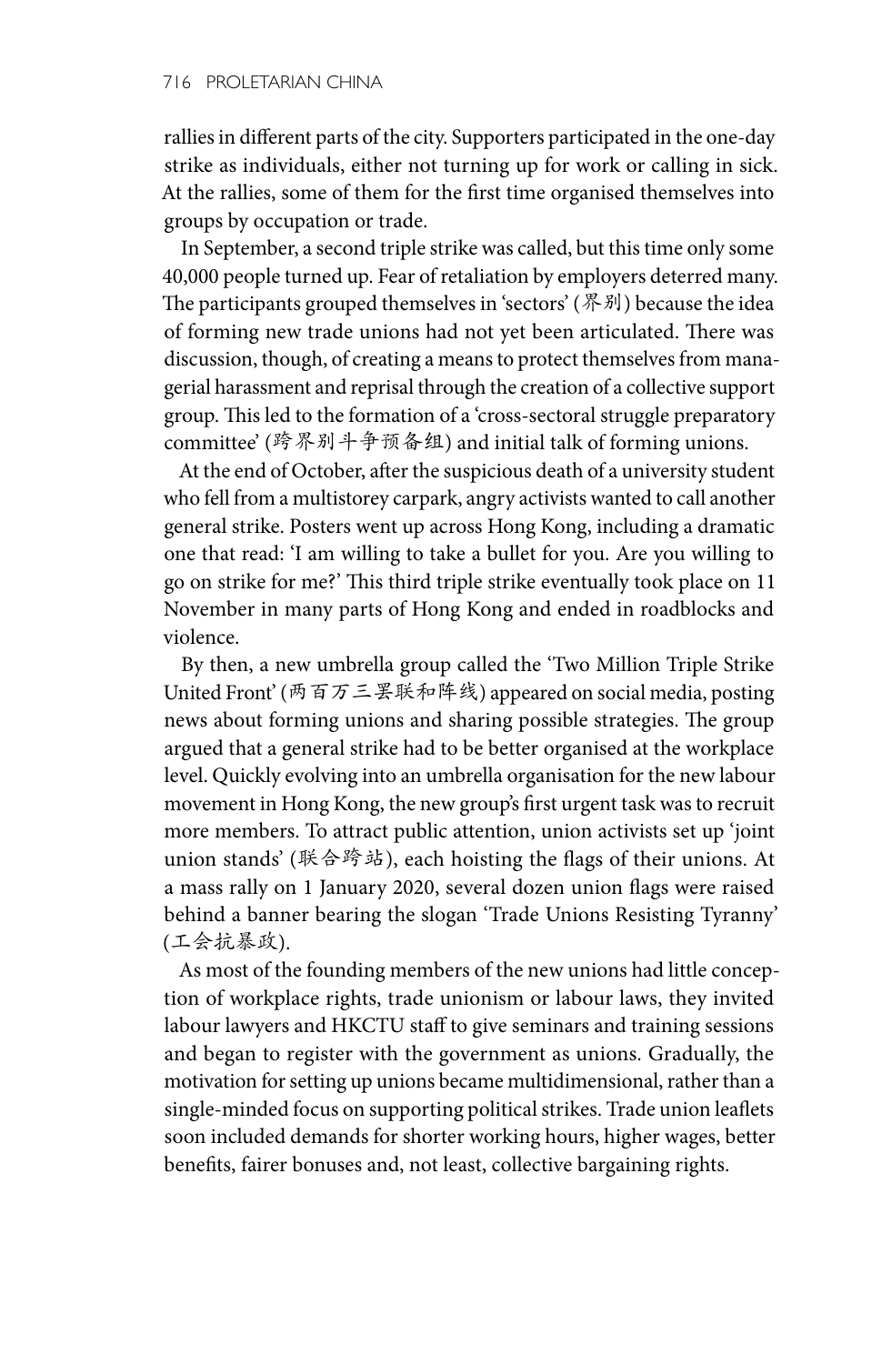rallies in different parts of the city. Supporters participated in the one-day strike as individuals, either not turning up for work or calling in sick. At the rallies, some of them for the first time organised themselves into groups by occupation or trade.

In September, a second triple strike was called, but this time only some 40,000 people turned up. Fear of retaliation by employers deterred many. The participants grouped themselves in 'sectors' (界别) because the idea of forming new trade unions had not yet been articulated. There was discussion, though, of creating a means to protect themselves from managerial harassment and reprisal through the creation of a collective support group. This led to the formation of a 'cross-sectoral struggle preparatory committee' (跨界别斗争预备组) and initial talk of forming unions.

At the end of October, after the suspicious death of a university student who fell from a multistorey carpark, angry activists wanted to call another general strike. Posters went up across Hong Kong, including a dramatic one that read: 'I am willing to take a bullet for you. Are you willing to go on strike for me?' This third triple strike eventually took place on 11 November in many parts of Hong Kong and ended in roadblocks and violence.

By then, a new umbrella group called the 'Two Million Triple Strike United Front' (两百万三罢联和阵线) appeared on social media, posting news about forming unions and sharing possible strategies. The group argued that a general strike had to be better organised at the workplace level. Quickly evolving into an umbrella organisation for the new labour movement in Hong Kong, the new group's first urgent task was to recruit more members. To attract public attention, union activists set up 'joint union stands' (联合跨站), each hoisting the flags of their unions. At a mass rally on 1 January 2020, several dozen union flags were raised behind a banner bearing the slogan 'Trade Unions Resisting Tyranny' (工会抗暴政).

As most of the founding members of the new unions had little conception of workplace rights, trade unionism or labour laws, they invited labour lawyers and HKCTU staff to give seminars and training sessions and began to register with the government as unions. Gradually, the motivation for setting up unions became multidimensional, rather than a single-minded focus on supporting political strikes. Trade union leaflets soon included demands for shorter working hours, higher wages, better benefits, fairer bonuses and, not least, collective bargaining rights.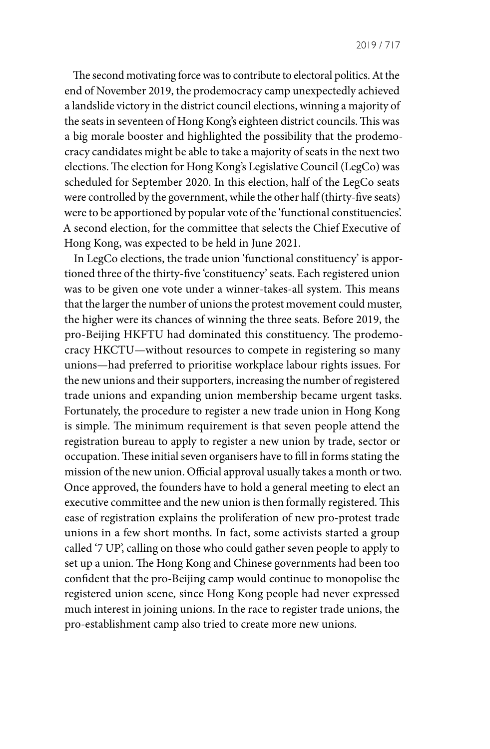The second motivating force was to contribute to electoral politics. At the end of November 2019, the prodemocracy camp unexpectedly achieved a landslide victory in the district council elections, winning a majority of the seats in seventeen of Hong Kong's eighteen district councils. This was a big morale booster and highlighted the possibility that the prodemocracy candidates might be able to take a majority of seats in the next two elections. The election for Hong Kong's Legislative Council (LegCo) was scheduled for September 2020. In this election, half of the LegCo seats were controlled by the government, while the other half (thirty-five seats) were to be apportioned by popular vote of the 'functional constituencies'. A second election, for the committee that selects the Chief Executive of Hong Kong, was expected to be held in June 2021.

In LegCo elections, the trade union 'functional constituency' is apportioned three of the thirty-five 'constituency' seats. Each registered union was to be given one vote under a winner-takes-all system. This means that the larger the number of unions the protest movement could muster, the higher were its chances of winning the three seats. Before 2019, the pro-Beijing HKFTU had dominated this constituency. The prodemocracy HKCTU—without resources to compete in registering so many unions—had preferred to prioritise workplace labour rights issues. For the new unions and their supporters, increasing the number of registered trade unions and expanding union membership became urgent tasks. Fortunately, the procedure to register a new trade union in Hong Kong is simple. The minimum requirement is that seven people attend the registration bureau to apply to register a new union by trade, sector or occupation. These initial seven organisers have to fill in forms stating the mission of the new union. Official approval usually takes a month or two. Once approved, the founders have to hold a general meeting to elect an executive committee and the new union is then formally registered. This ease of registration explains the proliferation of new pro-protest trade unions in a few short months. In fact, some activists started a group called '7 UP', calling on those who could gather seven people to apply to set up a union. The Hong Kong and Chinese governments had been too confident that the pro-Beijing camp would continue to monopolise the registered union scene, since Hong Kong people had never expressed much interest in joining unions. In the race to register trade unions, the pro-establishment camp also tried to create more new unions.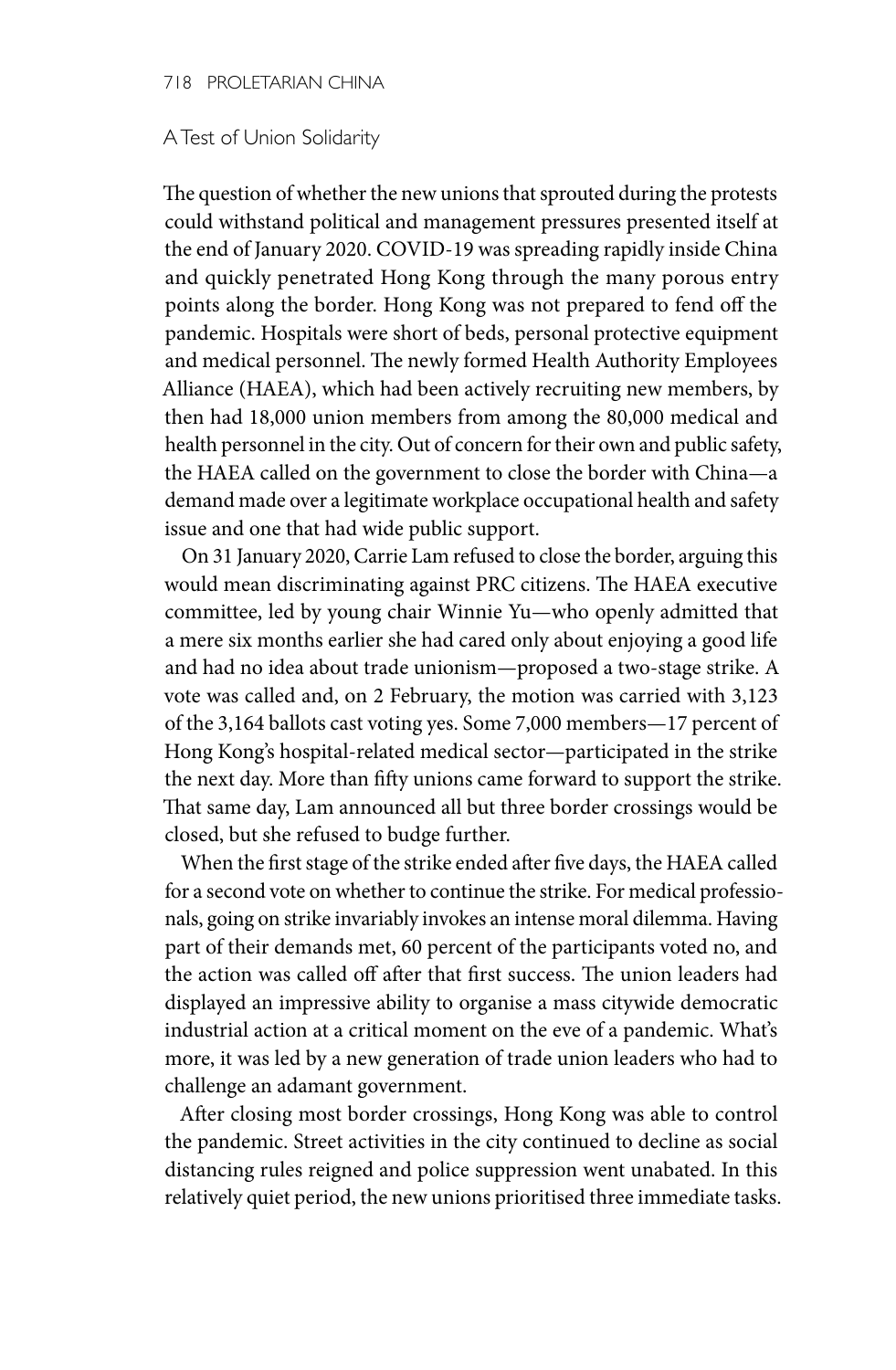## A Test of Union Solidarity

The question of whether the new unions that sprouted during the protests could withstand political and management pressures presented itself at the end of January 2020. COVID-19 was spreading rapidly inside China and quickly penetrated Hong Kong through the many porous entry points along the border. Hong Kong was not prepared to fend off the pandemic. Hospitals were short of beds, personal protective equipment and medical personnel. The newly formed Health Authority Employees Alliance (HAEA), which had been actively recruiting new members, by then had 18,000 union members from among the 80,000 medical and health personnel in the city. Out of concern for their own and public safety, the HAEA called on the government to close the border with China—a demand made over a legitimate workplace occupational health and safety issue and one that had wide public support.

On 31 January 2020, Carrie Lam refused to close the border, arguing this would mean discriminating against PRC citizens. The HAEA executive committee, led by young chair Winnie Yu—who openly admitted that a mere six months earlier she had cared only about enjoying a good life and had no idea about trade unionism—proposed a two-stage strike. A vote was called and, on 2 February, the motion was carried with 3,123 of the 3,164 ballots cast voting yes. Some 7,000 members—17 percent of Hong Kong's hospital-related medical sector—participated in the strike the next day. More than fifty unions came forward to support the strike. That same day, Lam announced all but three border crossings would be closed, but she refused to budge further.

When the first stage of the strike ended after five days, the HAEA called for a second vote on whether to continue the strike. For medical professionals, going on strike invariably invokes an intense moral dilemma. Having part of their demands met, 60 percent of the participants voted no, and the action was called off after that first success. The union leaders had displayed an impressive ability to organise a mass citywide democratic industrial action at a critical moment on the eve of a pandemic. What's more, it was led by a new generation of trade union leaders who had to challenge an adamant government.

After closing most border crossings, Hong Kong was able to control the pandemic. Street activities in the city continued to decline as social distancing rules reigned and police suppression went unabated. In this relatively quiet period, the new unions prioritised three immediate tasks.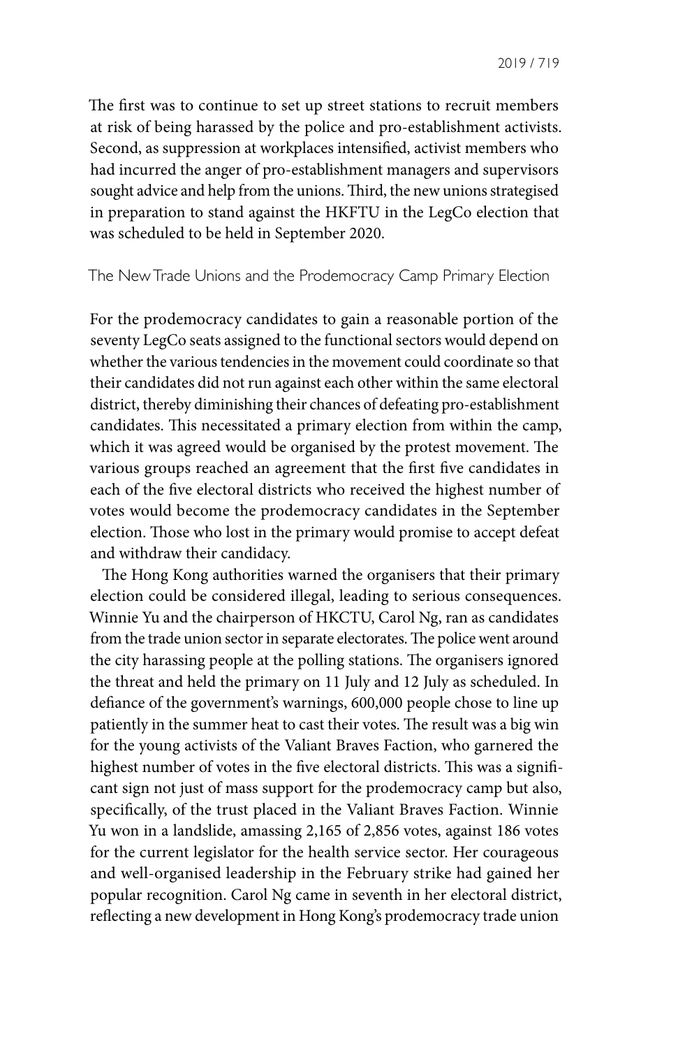The first was to continue to set up street stations to recruit members at risk of being harassed by the police and pro-establishment activists. Second, as suppression at workplaces intensified, activist members who had incurred the anger of pro-establishment managers and supervisors sought advice and help from the unions. Third, the new unions strategised in preparation to stand against the HKFTU in the LegCo election that was scheduled to be held in September 2020.

## The New Trade Unions and the Prodemocracy Camp Primary Election

For the prodemocracy candidates to gain a reasonable portion of the seventy LegCo seats assigned to the functional sectors would depend on whether the various tendencies in the movement could coordinate so that their candidates did not run against each other within the same electoral district, thereby diminishing their chances of defeating pro-establishment candidates. This necessitated a primary election from within the camp, which it was agreed would be organised by the protest movement. The various groups reached an agreement that the first five candidates in each of the five electoral districts who received the highest number of votes would become the prodemocracy candidates in the September election. Those who lost in the primary would promise to accept defeat and withdraw their candidacy.

The Hong Kong authorities warned the organisers that their primary election could be considered illegal, leading to serious consequences. Winnie Yu and the chairperson of HKCTU, Carol Ng, ran as candidates from the trade union sector in separate electorates. The police went around the city harassing people at the polling stations. The organisers ignored the threat and held the primary on 11 July and 12 July as scheduled. In defiance of the government's warnings, 600,000 people chose to line up patiently in the summer heat to cast their votes. The result was a big win for the young activists of the Valiant Braves Faction, who garnered the highest number of votes in the five electoral districts. This was a significant sign not just of mass support for the prodemocracy camp but also, specifically, of the trust placed in the Valiant Braves Faction. Winnie Yu won in a landslide, amassing 2,165 of 2,856 votes, against 186 votes for the current legislator for the health service sector. Her courageous and well-organised leadership in the February strike had gained her popular recognition. Carol Ng came in seventh in her electoral district, reflecting a new development in Hong Kong's prodemocracy trade union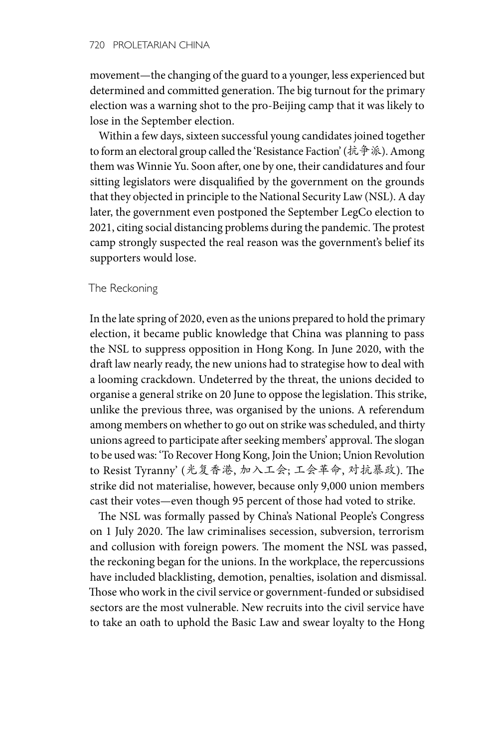movement—the changing of the guard to a younger, less experienced but determined and committed generation. The big turnout for the primary election was a warning shot to the pro-Beijing camp that it was likely to lose in the September election.

Within a few days, sixteen successful young candidates joined together to form an electoral group called the 'Resistance Faction' (抗争派). Among them was Winnie Yu. Soon after, one by one, their candidatures and four sitting legislators were disqualified by the government on the grounds that they objected in principle to the National Security Law (NSL). A day later, the government even postponed the September LegCo election to 2021, citing social distancing problems during the pandemic. The protest camp strongly suspected the real reason was the government's belief its supporters would lose.

### The Reckoning

In the late spring of 2020, even as the unions prepared to hold the primary election, it became public knowledge that China was planning to pass the NSL to suppress opposition in Hong Kong. In June 2020, with the draft law nearly ready, the new unions had to strategise how to deal with a looming crackdown. Undeterred by the threat, the unions decided to organise a general strike on 20 June to oppose the legislation. This strike, unlike the previous three, was organised by the unions. A referendum among members on whether to go out on strike was scheduled, and thirty unions agreed to participate after seeking members' approval. The slogan to be used was: 'To Recover Hong Kong, Join the Union; Union Revolution to Resist Tyranny' (光复香港, 加入工会; 工会革命, 对抗暴政). The strike did not materialise, however, because only 9,000 union members cast their votes—even though 95 percent of those had voted to strike.

The NSL was formally passed by China's National People's Congress on 1 July 2020. The law criminalises secession, subversion, terrorism and collusion with foreign powers. The moment the NSL was passed, the reckoning began for the unions. In the workplace, the repercussions have included blacklisting, demotion, penalties, isolation and dismissal. Those who work in the civil service or government-funded or subsidised sectors are the most vulnerable. New recruits into the civil service have to take an oath to uphold the Basic Law and swear loyalty to the Hong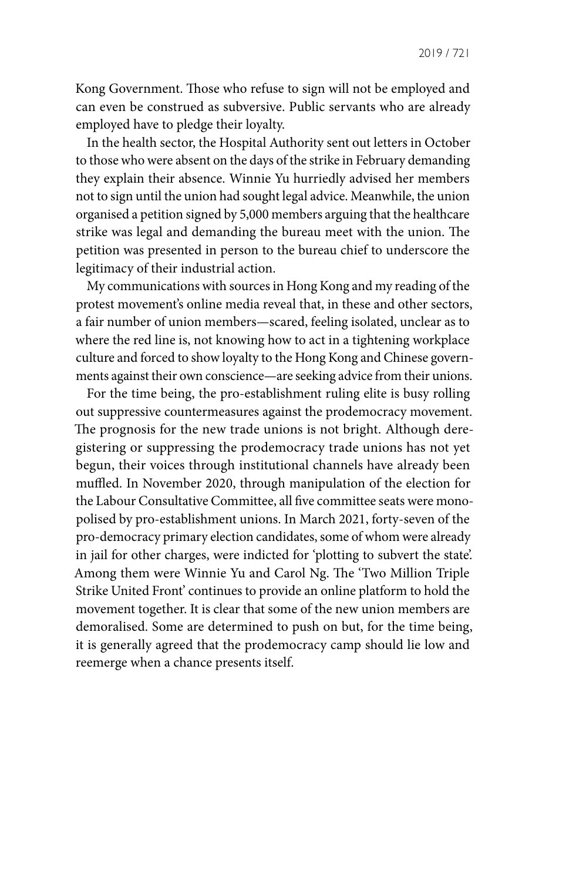Kong Government. Those who refuse to sign will not be employed and can even be construed as subversive. Public servants who are already employed have to pledge their loyalty.

In the health sector, the Hospital Authority sent out letters in October to those who were absent on the days of the strike in February demanding they explain their absence. Winnie Yu hurriedly advised her members not to sign until the union had sought legal advice. Meanwhile, the union organised a petition signed by 5,000 members arguing that the healthcare strike was legal and demanding the bureau meet with the union. The petition was presented in person to the bureau chief to underscore the legitimacy of their industrial action.

My communications with sources in Hong Kong and my reading of the protest movement's online media reveal that, in these and other sectors, a fair number of union members—scared, feeling isolated, unclear as to where the red line is, not knowing how to act in a tightening workplace culture and forced to show loyalty to the Hong Kong and Chinese governments against their own conscience—are seeking advice from their unions.

For the time being, the pro-establishment ruling elite is busy rolling out suppressive countermeasures against the prodemocracy movement. The prognosis for the new trade unions is not bright. Although deregistering or suppressing the prodemocracy trade unions has not yet begun, their voices through institutional channels have already been muffled. In November 2020, through manipulation of the election for the Labour Consultative Committee, all five committee seats were monopolised by pro-establishment unions. In March 2021, forty-seven of the pro-democracy primary election candidates, some of whom were already in jail for other charges, were indicted for 'plotting to subvert the state'. Among them were Winnie Yu and Carol Ng. The 'Two Million Triple Strike United Front' continues to provide an online platform to hold the movement together. It is clear that some of the new union members are demoralised. Some are determined to push on but, for the time being, it is generally agreed that the prodemocracy camp should lie low and reemerge when a chance presents itself.